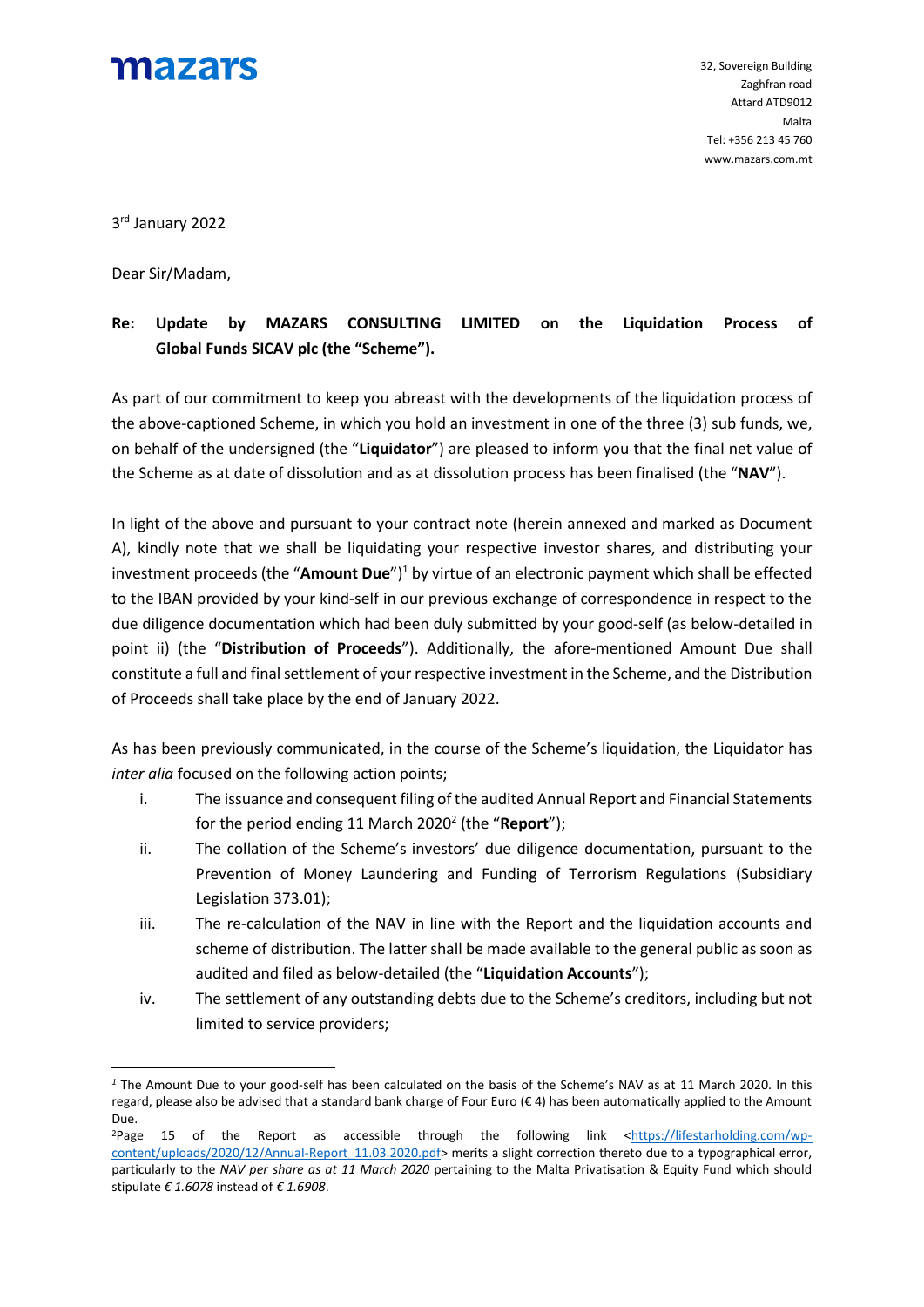mazars

32, Sovereign Building
Zaghfran road
Attard ATD9012
Malta
Tel: +356 213 45 760
www.mazars.com.mt

3rd January 2022

Dear Sir/Madam,

**Re: Update by MAZARS CONSULTING LIMITED on the Liquidation Process of Global Funds SICAV plc (the "Scheme").**

As part of our commitment to keep you abreast with the developments of the liquidation process of the above-captioned Scheme, in which you hold an investment in one of the three (3) sub funds, we, on behalf of the undersigned (the "**Liquidator**") are pleased to inform you that the final net value of the Scheme as at date of dissolution and as at dissolution process has been finalised (the "**NAV**").

In light of the above and pursuant to your contract note (herein annexed and marked as Document A), kindly note that we shall be liquidating your respective investor shares, and distributing your investment proceeds (the "**Amount Due**")[1] by virtue of an electronic payment which shall be effected to the IBAN provided by your kind-self in our previous exchange of correspondence in respect to the due diligence documentation which had been duly submitted by your good-self (as below-detailed in point ii) (the "**Distribution of Proceeds**"). Additionally, the afore-mentioned Amount Due shall constitute a full and final settlement of your respective investment in the Scheme, and the Distribution of Proceeds shall take place by the end of January 2022.

As has been previously communicated, in the course of the Scheme's liquidation, the Liquidator has *inter alia* focused on the following action points;

i. The issuance and consequent filing of the audited Annual Report and Financial Statements for the period ending 11 March 2020[2] (the "**Report**");

ii. The collation of the Scheme's investors' due diligence documentation, pursuant to the Prevention of Money Laundering and Funding of Terrorism Regulations (Subsidiary Legislation 373.01);

iii. The re-calculation of the NAV in line with the Report and the liquidation accounts and scheme of distribution. The latter shall be made available to the general public as soon as audited and filed as below-detailed (the "**Liquidation Accounts**");

iv. The settlement of any outstanding debts due to the Scheme's creditors, including but not limited to service providers;

---

[1] The Amount Due to your good-self has been calculated on the basis of the Scheme's NAV as at 11 March 2020. In this regard, please also be advised that a standard bank charge of Four Euro (€ 4) has been automatically applied to the Amount Due.

[2] Page 15 of the Report as accessible through the following link <https://lifestarholding.com/wp-content/uploads/2020/12/Annual-Report_11.03.2020.pdf> merits a slight correction thereto due to a typographical error, particularly to the *NAV per share as at 11 March 2020* pertaining to the Malta Privatisation & Equity Fund which should stipulate *€ 1.6078* instead of *€ 1.6908*.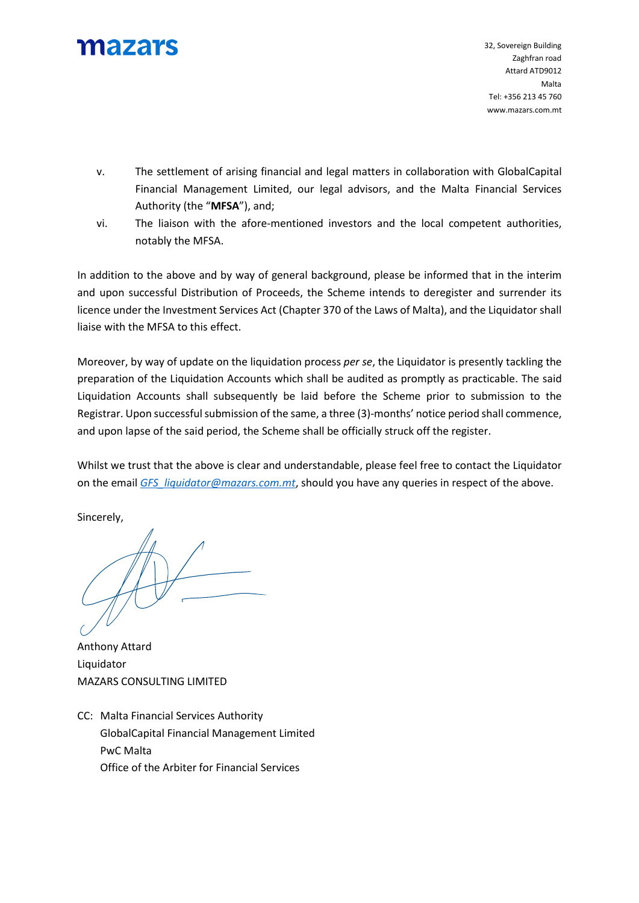v. The settlement of arising financial and legal matters in collaboration with GlobalCapital Financial Management Limited, our legal advisors, and the Malta Financial Services Authority (the "**MFSA**"), and;

vi. The liaison with the afore-mentioned investors and the local competent authorities, notably the MFSA.

In addition to the above and by way of general background, please be informed that in the interim and upon successful Distribution of Proceeds, the Scheme intends to deregister and surrender its licence under the Investment Services Act (Chapter 370 of the Laws of Malta), and the Liquidator shall liaise with the MFSA to this effect.

Moreover, by way of update on the liquidation process *per se*, the Liquidator is presently tackling the preparation of the Liquidation Accounts which shall be audited as promptly as practicable. The said Liquidation Accounts shall subsequently be laid before the Scheme prior to submission to the Registrar. Upon successful submission of the same, a three (3)-months' notice period shall commence, and upon lapse of the said period, the Scheme shall be officially struck off the register.

Whilst we trust that the above is clear and understandable, please feel free to contact the Liquidator on the email *GFS_liquidator@mazars.com.mt*, should you have any queries in respect of the above.

Sincerely,

Anthony Attard
Liquidator
MAZARS CONSULTING LIMITED

CC: Malta Financial Services Authority
GlobalCapital Financial Management Limited
PwC Malta
Office of the Arbiter for Financial Services